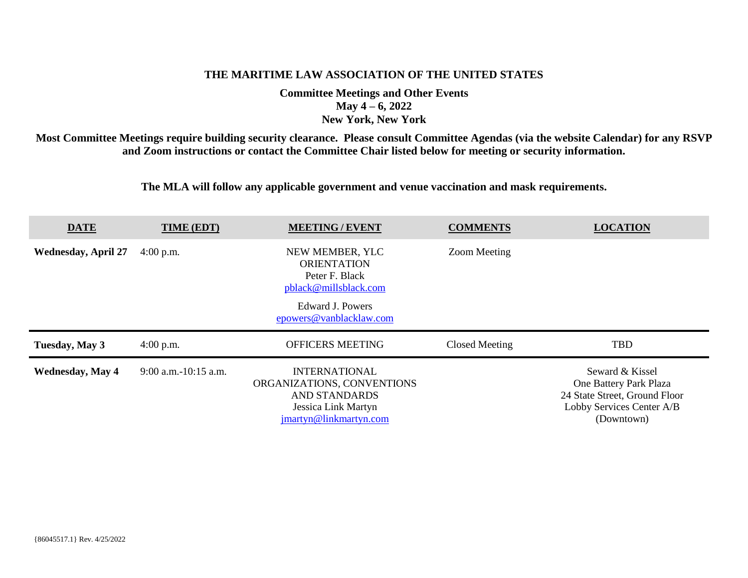**THE MARITIME LAW ASSOCIATION OF THE UNITED STATES**

**Committee Meetings and Other Events**
**May 4 – 6, 2022**
**New York, New York**

**Most Committee Meetings require building security clearance. Please consult Committee Agendas (via the website Calendar) for any RSVP and Zoom instructions or contact the Committee Chair listed below for meeting or security information.**

**The MLA will follow any applicable government and venue vaccination and mask requirements.**

| DATE | TIME (EDT) | MEETING / EVENT | COMMENTS | LOCATION |
|---|---|---|---|---|
| **Wednesday, April 27** | 4:00 p.m. | NEW MEMBER, YLC ORIENTATION<br>Peter F. Black<br>pblack@millsblack.com<br>Edward J. Powers<br>epowers@vanblacklaw.com | Zoom Meeting | |
| **Tuesday, May 3** | 4:00 p.m. | OFFICERS MEETING | Closed Meeting | TBD |
| **Wednesday, May 4** | 9:00 a.m.-10:15 a.m. | INTERNATIONAL ORGANIZATIONS, CONVENTIONS AND STANDARDS<br>Jessica Link Martyn<br>jmartyn@linkmartyn.com | | Seward & Kissel<br>One Battery Park Plaza<br>24 State Street, Ground Floor<br>Lobby Services Center A/B<br>(Downtown) |

{86045517.1} Rev. 4/25/2022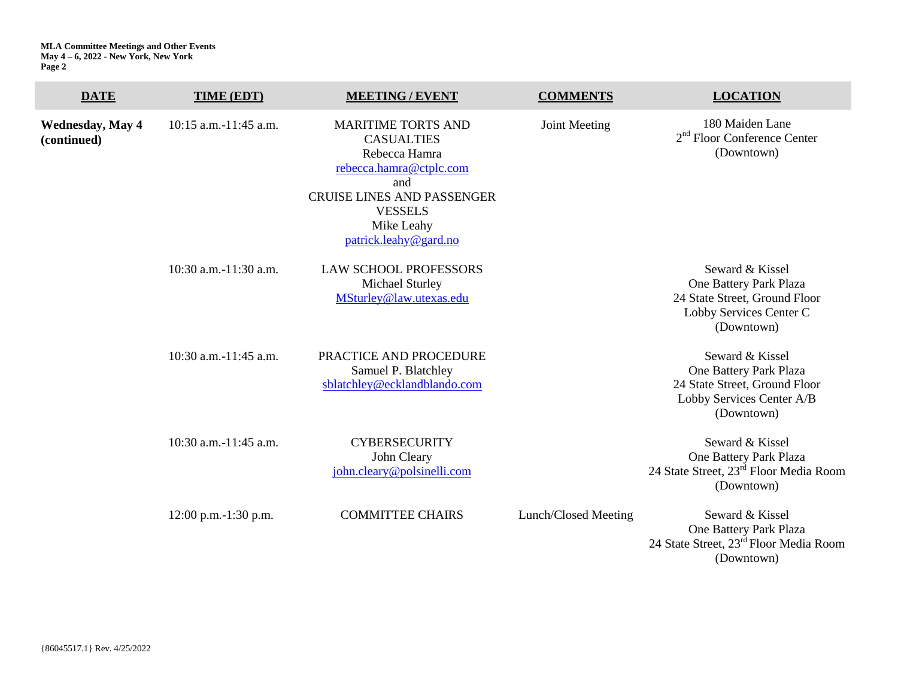| DATE | TIME (EDT) | MEETING / EVENT | COMMENTS | LOCATION |
|---|---|---|---|---|
| **Wednesday, May 4 (continued)** | 10:15 a.m.-11:45 a.m. | MARITIME TORTS AND CASUALTIES<br>Rebecca Hamra<br>rebecca.hamra@ctplc.com<br>and<br>CRUISE LINES AND PASSENGER VESSELS<br>Mike Leahy<br>patrick.leahy@gard.no | Joint Meeting | 180 Maiden Lane<br>2nd Floor Conference Center<br>(Downtown) |
| | 10:30 a.m.-11:30 a.m. | LAW SCHOOL PROFESSORS<br>Michael Sturley<br>MSturley@law.utexas.edu | | Seward & Kissel<br>One Battery Park Plaza<br>24 State Street, Ground Floor<br>Lobby Services Center C<br>(Downtown) |
| | 10:30 a.m.-11:45 a.m. | PRACTICE AND PROCEDURE<br>Samuel P. Blatchley<br>sblatchley@ecklandblando.com | | Seward & Kissel<br>One Battery Park Plaza<br>24 State Street, Ground Floor<br>Lobby Services Center A/B<br>(Downtown) |
| | 10:30 a.m.-11:45 a.m. | CYBERSECURITY<br>John Cleary<br>john.cleary@polsinelli.com | | Seward & Kissel<br>One Battery Park Plaza<br>24 State Street, 23rd Floor Media Room<br>(Downtown) |
| | 12:00 p.m.-1:30 p.m. | COMMITTEE CHAIRS | Lunch/Closed Meeting | Seward & Kissel<br>One Battery Park Plaza<br>24 State Street, 23rd Floor Media Room<br>(Downtown) |

{86045517.1} Rev. 4/25/2022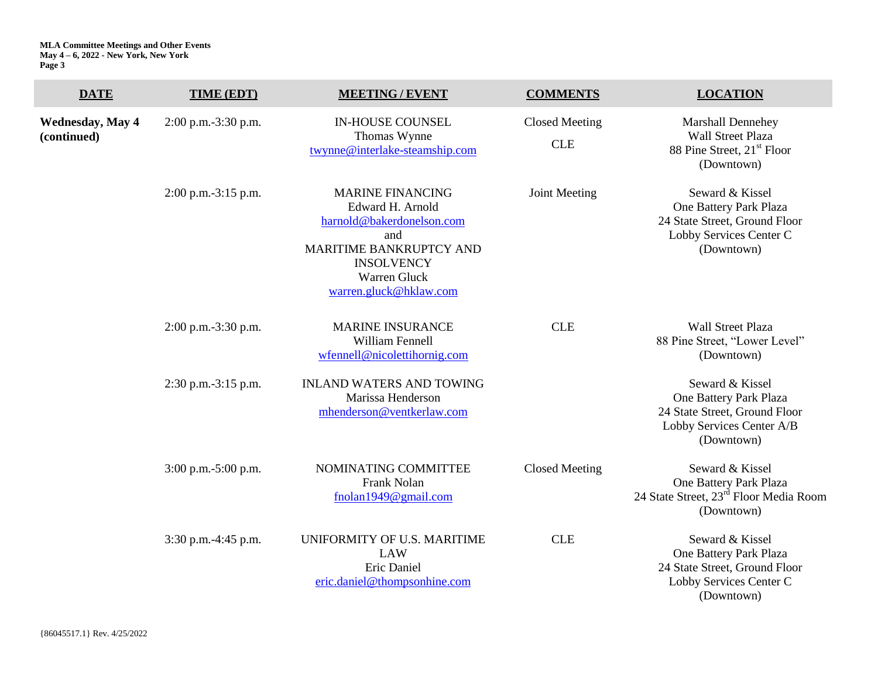| DATE | TIME (EDT) | MEETING / EVENT | COMMENTS | LOCATION |
|---|---|---|---|---|
| **Wednesday, May 4 (continued)** | 2:00 p.m.-3:30 p.m. | IN-HOUSE COUNSEL<br>Thomas Wynne<br>twynne@interlake-steamship.com | Closed Meeting<br>CLE | Marshall Dennehey<br>Wall Street Plaza<br>88 Pine Street, 21st Floor<br>(Downtown) |
| | 2:00 p.m.-3:15 p.m. | MARINE FINANCING<br>Edward H. Arnold<br>harnold@bakerdonelson.com<br>and<br>MARITIME BANKRUPTCY AND INSOLVENCY<br>Warren Gluck<br>warren.gluck@hklaw.com | Joint Meeting | Seward & Kissel<br>One Battery Park Plaza<br>24 State Street, Ground Floor<br>Lobby Services Center C<br>(Downtown) |
| | 2:00 p.m.-3:30 p.m. | MARINE INSURANCE<br>William Fennell<br>wfennell@nicolettihornig.com | CLE | Wall Street Plaza<br>88 Pine Street, "Lower Level"<br>(Downtown) |
| | 2:30 p.m.-3:15 p.m. | INLAND WATERS AND TOWING<br>Marissa Henderson<br>mhenderson@ventkerlaw.com | | Seward & Kissel<br>One Battery Park Plaza<br>24 State Street, Ground Floor<br>Lobby Services Center A/B<br>(Downtown) |
| | 3:00 p.m.-5:00 p.m. | NOMINATING COMMITTEE<br>Frank Nolan<br>fnolan1949@gmail.com | Closed Meeting | Seward & Kissel<br>One Battery Park Plaza<br>24 State Street, 23rd Floor Media Room<br>(Downtown) |
| | 3:30 p.m.-4:45 p.m. | UNIFORMITY OF U.S. MARITIME LAW<br>Eric Daniel<br>eric.daniel@thompsonhine.com | CLE | Seward & Kissel<br>One Battery Park Plaza<br>24 State Street, Ground Floor<br>Lobby Services Center C<br>(Downtown) |

{86045517.1} Rev. 4/25/2022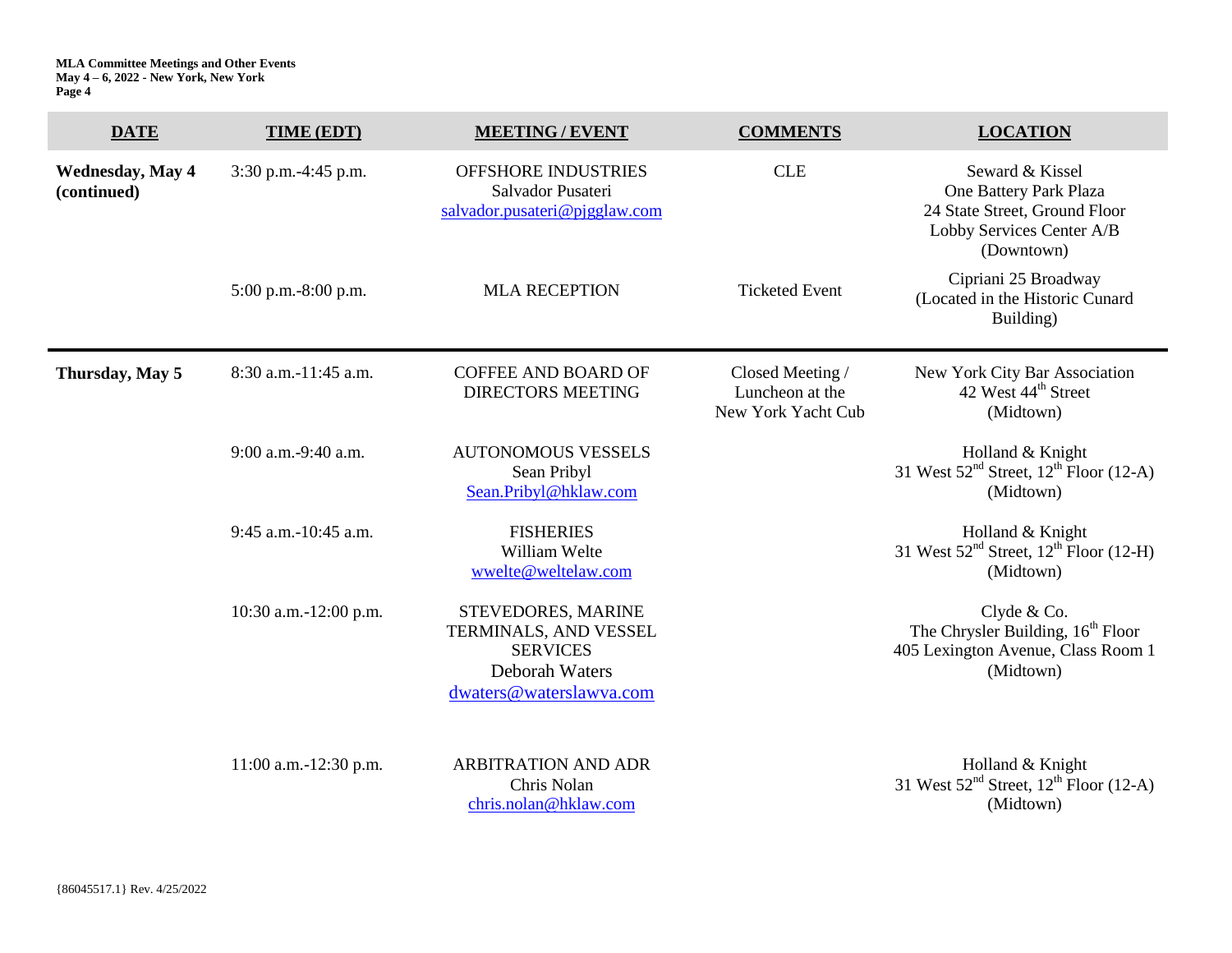| DATE | TIME (EDT) | MEETING / EVENT | COMMENTS | LOCATION |
|---|---|---|---|---|
| **Wednesday, May 4 (continued)** | 3:30 p.m.-4:45 p.m. | OFFSHORE INDUSTRIES<br>Salvador Pusateri<br>salvador.pusateri@pjgglaw.com | CLE | Seward & Kissel<br>One Battery Park Plaza<br>24 State Street, Ground Floor<br>Lobby Services Center A/B<br>(Downtown) |
| | 5:00 p.m.-8:00 p.m. | MLA RECEPTION | Ticketed Event | Cipriani 25 Broadway<br>(Located in the Historic Cunard Building) |
| **Thursday, May 5** | 8:30 a.m.-11:45 a.m. | COFFEE AND BOARD OF DIRECTORS MEETING | Closed Meeting / Luncheon at the New York Yacht Cub | New York City Bar Association<br>42 West 44th Street<br>(Midtown) |
| | 9:00 a.m.-9:40 a.m. | AUTONOMOUS VESSELS<br>Sean Pribyl<br>Sean.Pribyl@hklaw.com | | Holland & Knight<br>31 West 52nd Street, 12th Floor (12-A)<br>(Midtown) |
| | 9:45 a.m.-10:45 a.m. | FISHERIES<br>William Welte<br>wwelte@weltelaw.com | | Holland & Knight<br>31 West 52nd Street, 12th Floor (12-H)<br>(Midtown) |
| | 10:30 a.m.-12:00 p.m. | STEVEDORES, MARINE TERMINALS, AND VESSEL SERVICES<br>Deborah Waters<br>dwaters@waterslawva.com | | Clyde & Co.<br>The Chrysler Building, 16th Floor<br>405 Lexington Avenue, Class Room 1<br>(Midtown) |
| | 11:00 a.m.-12:30 p.m. | ARBITRATION AND ADR<br>Chris Nolan<br>chris.nolan@hklaw.com | | Holland & Knight<br>31 West 52nd Street, 12th Floor (12-A)<br>(Midtown) |

{86045517.1} Rev. 4/25/2022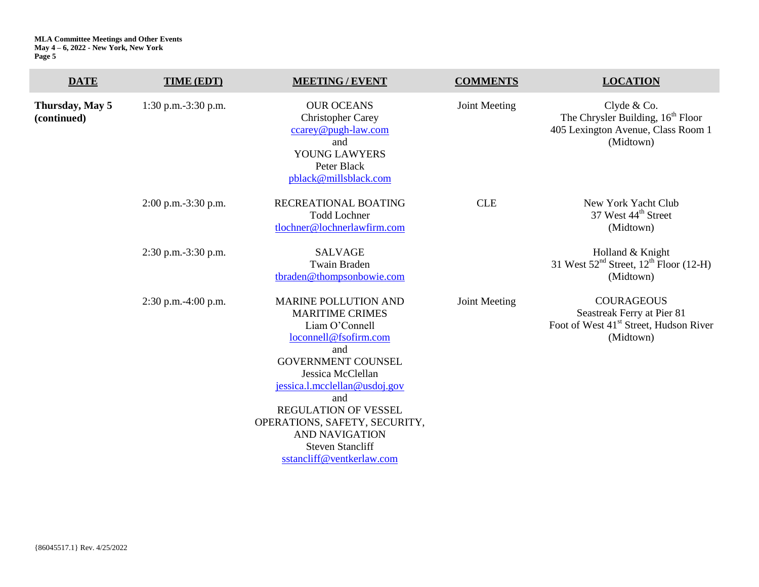| DATE | TIME (EDT) | MEETING / EVENT | COMMENTS | LOCATION |
|---|---|---|---|---|
| **Thursday, May 5 (continued)** | 1:30 p.m.-3:30 p.m. | OUR OCEANS<br>Christopher Carey<br>ccarey@pugh-law.com<br>and<br>YOUNG LAWYERS<br>Peter Black<br>pblack@millsblack.com | Joint Meeting | Clyde & Co.<br>The Chrysler Building, 16th Floor<br>405 Lexington Avenue, Class Room 1<br>(Midtown) |
| | 2:00 p.m.-3:30 p.m. | RECREATIONAL BOATING<br>Todd Lochner<br>tlochner@lochnerlawfirm.com | CLE | New York Yacht Club<br>37 West 44th Street<br>(Midtown) |
| | 2:30 p.m.-3:30 p.m. | SALVAGE<br>Twain Braden<br>tbraden@thompsonbowie.com | | Holland & Knight<br>31 West 52nd Street, 12th Floor (12-H)<br>(Midtown) |
| | 2:30 p.m.-4:00 p.m. | MARINE POLLUTION AND MARITIME CRIMES<br>Liam O'Connell<br>loconnell@fsofirm.com<br>and<br>GOVERNMENT COUNSEL<br>Jessica McClellan<br>jessica.l.mcclellan@usdoj.gov<br>and<br>REGULATION OF VESSEL OPERATIONS, SAFETY, SECURITY, AND NAVIGATION<br>Steven Stancliff<br>sstancliff@ventkerlaw.com | Joint Meeting | COURAGEOUS<br>Seastreak Ferry at Pier 81<br>Foot of West 41st Street, Hudson River<br>(Midtown) |

{86045517.1} Rev. 4/25/2022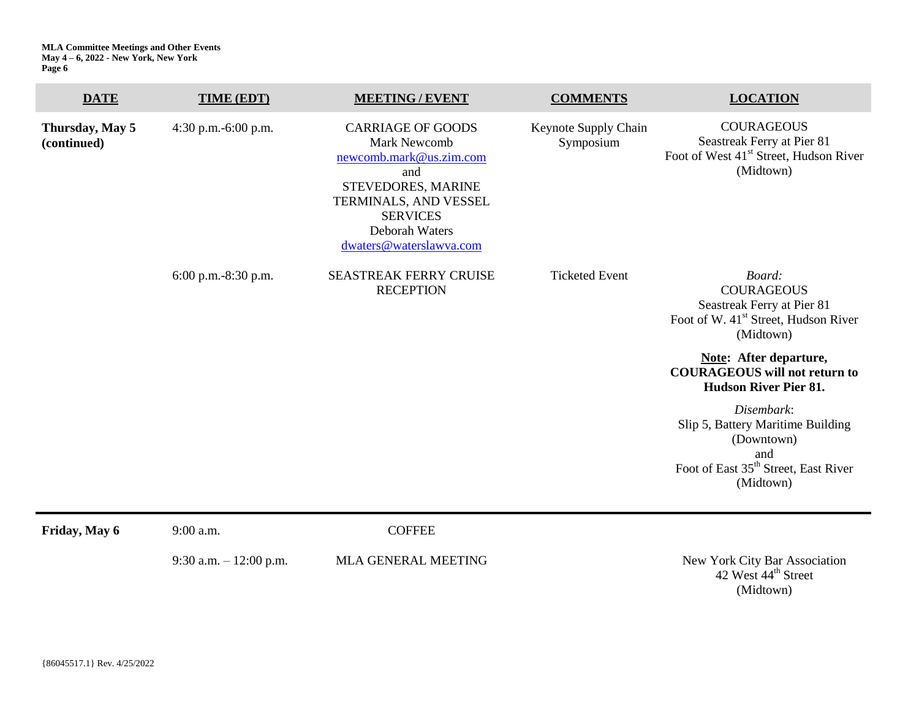| DATE | TIME (EDT) | MEETING / EVENT | COMMENTS | LOCATION |
|---|---|---|---|---|
| **Thursday, May 5 (continued)** | 4:30 p.m.-6:00 p.m. | CARRIAGE OF GOODS<br>Mark Newcomb<br>newcomb.mark@us.zim.com<br>and<br>STEVEDORES, MARINE TERMINALS, AND VESSEL SERVICES<br>Deborah Waters<br>dwaters@waterslawva.com | Keynote Supply Chain Symposium | COURAGEOUS<br>Seastreak Ferry at Pier 81<br>Foot of West 41st Street, Hudson River<br>(Midtown) |
| | 6:00 p.m.-8:30 p.m. | SEASTREAK FERRY CRUISE RECEPTION | Ticketed Event | *Board:*<br>COURAGEOUS<br>Seastreak Ferry at Pier 81<br>Foot of W. 41st Street, Hudson River<br>(Midtown)<br><br>**Note: After departure, COURAGEOUS will not return to Hudson River Pier 81.**<br><br>*Disembark*:<br>Slip 5, Battery Maritime Building<br>(Downtown)<br>and<br>Foot of East 35th Street, East River<br>(Midtown) |
| **Friday, May 6** | 9:00 a.m. | COFFEE | | |
| | 9:30 a.m. – 12:00 p.m. | MLA GENERAL MEETING | | New York City Bar Association<br>42 West 44th Street<br>(Midtown) |

{86045517.1} Rev. 4/25/2022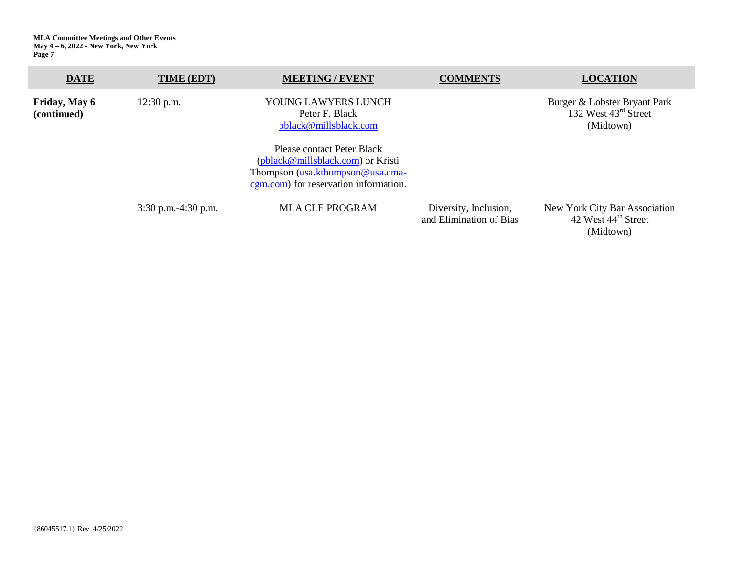| DATE | TIME (EDT) | MEETING / EVENT | COMMENTS | LOCATION |
|---|---|---|---|---|
| **Friday, May 6 (continued)** | 12:30 p.m. | YOUNG LAWYERS LUNCH<br>Peter F. Black<br>pblack@millsblack.com<br><br>Please contact Peter Black (pblack@millsblack.com) or Kristi Thompson (usa.kthompson@usa.cma-cgm.com) for reservation information. | | Burger & Lobster Bryant Park<br>132 West 43rd Street<br>(Midtown) |
| | 3:30 p.m.-4:30 p.m. | MLA CLE PROGRAM | Diversity, Inclusion, and Elimination of Bias | New York City Bar Association<br>42 West 44th Street<br>(Midtown) |

{86045517.1} Rev. 4/25/2022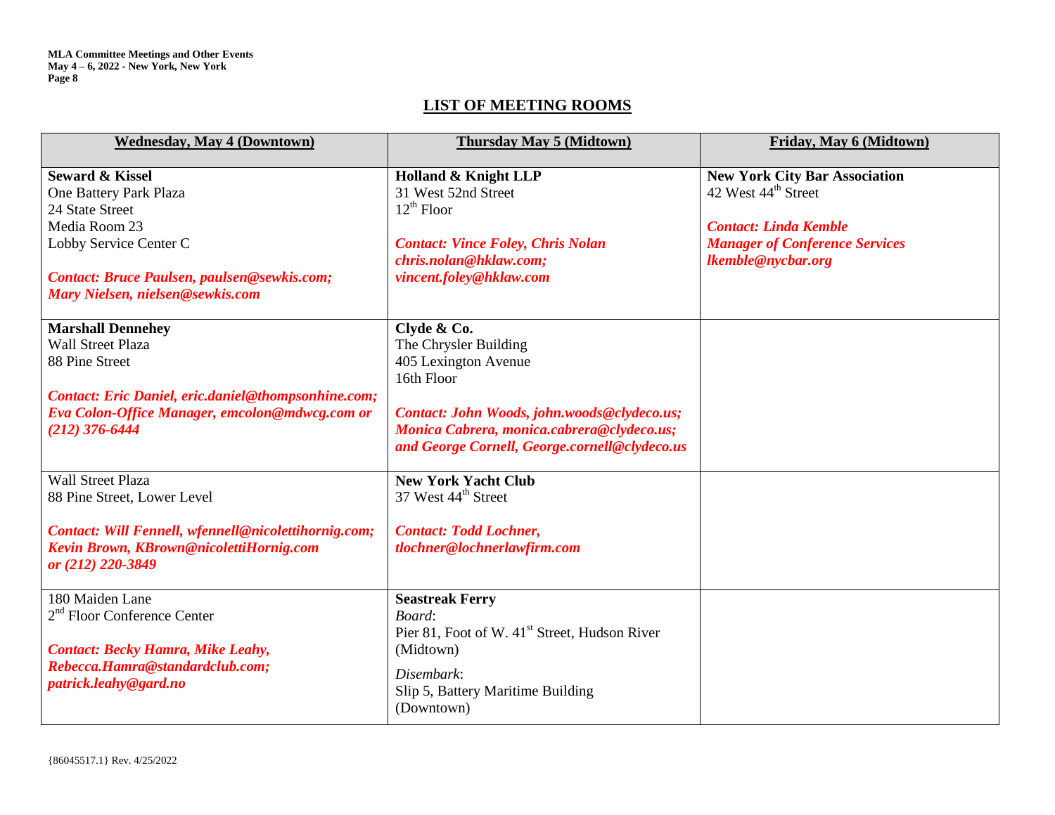## LIST OF MEETING ROOMS

| Wednesday, May 4 (Downtown) | Thursday May 5 (Midtown) | Friday, May 6 (Midtown) |
|---|---|---|
| **Seward & Kissel**<br>One Battery Park Plaza<br>24 State Street<br>Media Room 23<br>Lobby Service Center C<br><br>***Contact: Bruce Paulsen, paulsen@sewkis.com; Mary Nielsen, nielsen@sewkis.com*** | **Holland & Knight LLP**<br>31 West 52nd Street<br>12th Floor<br><br>***Contact: Vince Foley, Chris Nolan chris.nolan@hklaw.com; vincent.foley@hklaw.com*** | **New York City Bar Association**<br>42 West 44th Street<br><br>***Contact: Linda Kemble Manager of Conference Services lkemble@nycbar.org*** |
| **Marshall Dennehey**<br>Wall Street Plaza<br>88 Pine Street<br><br>***Contact: Eric Daniel, eric.daniel@thompsonhine.com; Eva Colon-Office Manager, emcolon@mdwcg.com or (212) 376-6444*** | **Clyde & Co.**<br>The Chrysler Building<br>405 Lexington Avenue<br>16th Floor<br><br>***Contact: John Woods, john.woods@clydeco.us; Monica Cabrera, monica.cabrera@clydeco.us; and George Cornell, George.cornell@clydeco.us*** | |
| Wall Street Plaza<br>88 Pine Street, Lower Level<br><br>***Contact: Will Fennell, wfennell@nicolettihornig.com; Kevin Brown, KBrown@nicolettiHornig.com or (212) 220-3849*** | **New York Yacht Club**<br>37 West 44th Street<br><br>***Contact: Todd Lochner, tlochner@lochnerlawfirm.com*** | |
| 180 Maiden Lane<br>2nd Floor Conference Center<br><br>***Contact: Becky Hamra, Mike Leahy, Rebecca.Hamra@standardclub.com; patrick.leahy@gard.no*** | **Seastreak Ferry**<br>*Board*:<br>Pier 81, Foot of W. 41st Street, Hudson River (Midtown)<br>*Disembark*:<br>Slip 5, Battery Maritime Building (Downtown) | |

{86045517.1} Rev. 4/25/2022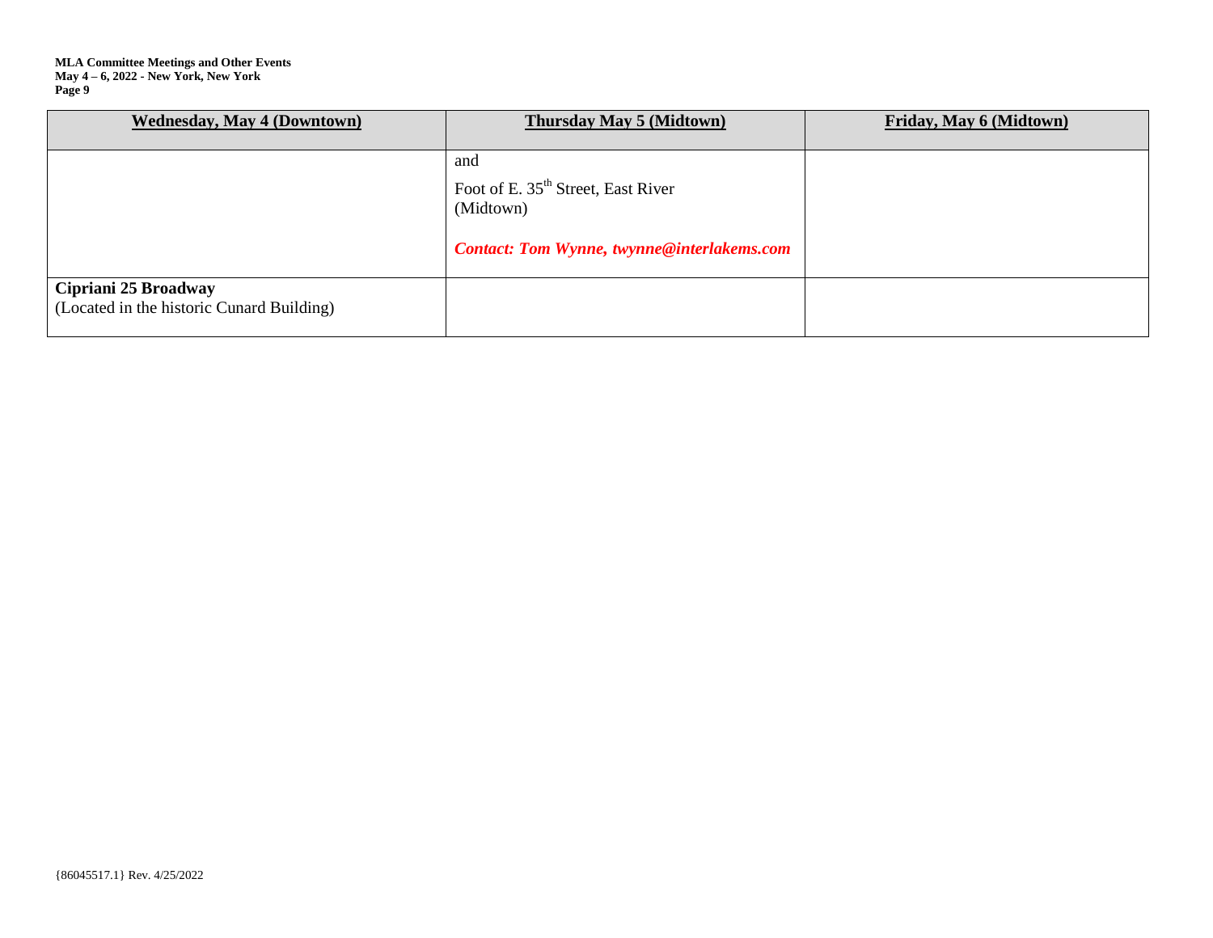| Wednesday, May 4 (Downtown) | Thursday May 5 (Midtown) | Friday, May 6 (Midtown) |
|---|---|---|
| | and<br><br>Foot of E. 35th Street, East River (Midtown)<br><br>***Contact: Tom Wynne, twynne@interlakems.com*** | |
| **Cipriani 25 Broadway**<br>(Located in the historic Cunard Building) | | |

{86045517.1} Rev. 4/25/2022